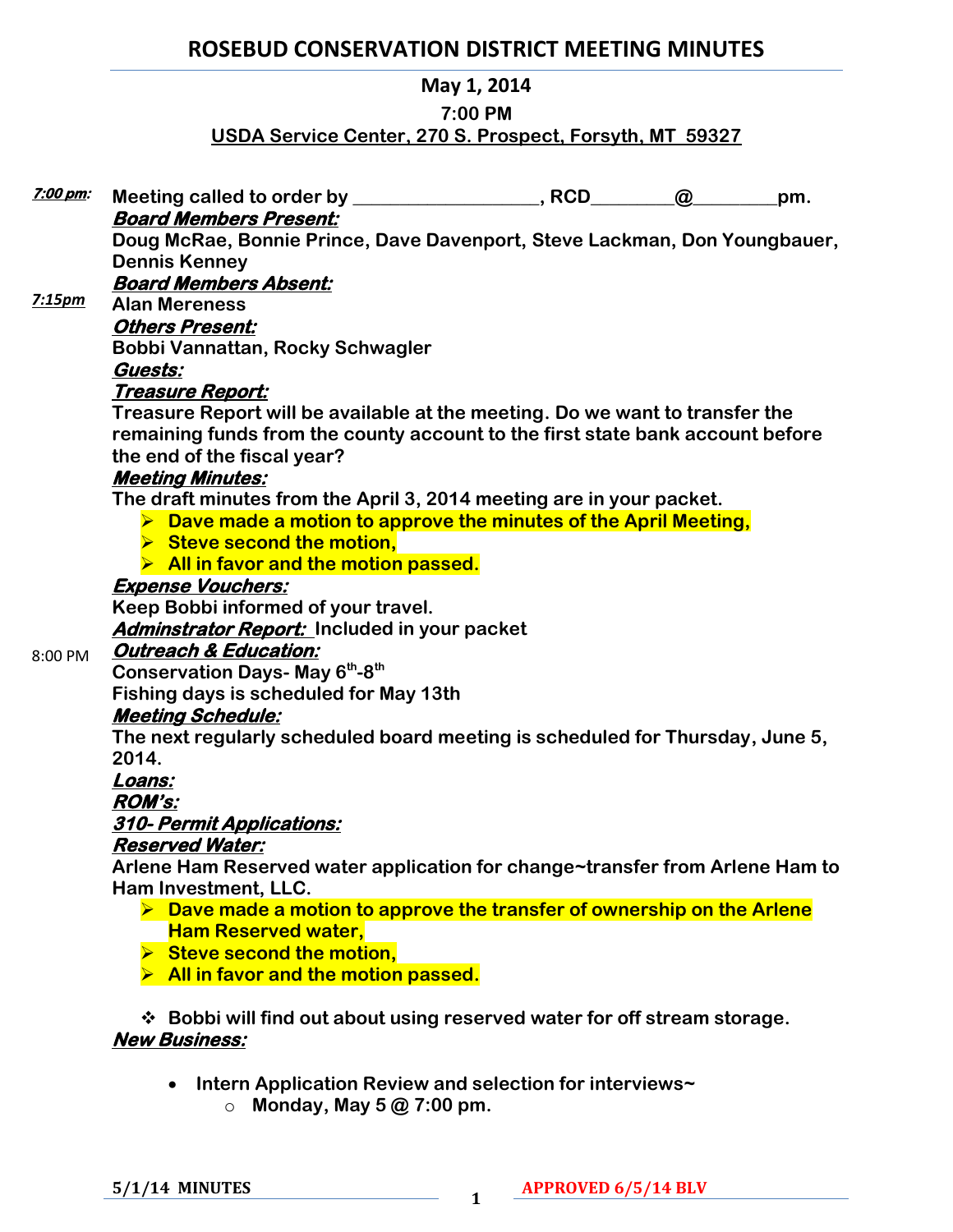# ROSEBUD CONSERVATION DISTRICT MEETING MINUTES

**May 1, 2014**

**7:00 PM**

**USDA Service Center, 270 S. Prospect, Forsyth, MT 59327**

***7:00 pm:*** **Meeting called to order by __________________, RCD________@________pm.**

***Board Members Present:***

**Doug McRae, Bonnie Prince, Dave Davenport, Steve Lackman, Don Youngbauer, Dennis Kenney**

***Board Members Absent:***

***7:15pm*** **Alan Mereness**

***Others Present:***

**Bobbi Vannattan, Rocky Schwagler**

***Guests:***

***Treasure Report:***

**Treasure Report will be available at the meeting. Do we want to transfer the remaining funds from the county account to the first state bank account before the end of the fiscal year?**

***Meeting Minutes:***

**The draft minutes from the April 3, 2014 meeting are in your packet.**

- **Dave made a motion to approve the minutes of the April Meeting,**
- **Steve second the motion,**
- **All in favor and the motion passed.**

***Expense Vouchers:***

**Keep Bobbi informed of your travel.**

***Adminstrator Report:*** **Included in your packet**

8:00 PM ***Outreach & Education:***

**Conservation Days- May 6th-8th**

**Fishing days is scheduled for May 13th**

***Meeting Schedule:***

**The next regularly scheduled board meeting is scheduled for Thursday, June 5, 2014.**

***Loans:***

***ROM's:***

***310- Permit Applications:***

***Reserved Water:***

**Arlene Ham Reserved water application for change~transfer from Arlene Ham to Ham Investment, LLC.**

- **Dave made a motion to approve the transfer of ownership on the Arlene Ham Reserved water,**
- **Steve second the motion,**
- **All in favor and the motion passed.**

- **Bobbi will find out about using reserved water for off stream storage.**

***New Business:***

- **Intern Application Review and selection for interviews~**
  - **Monday, May 5 @ 7:00 pm.**

**5/1/14 MINUTES** **APPROVED 6/5/14 BLV**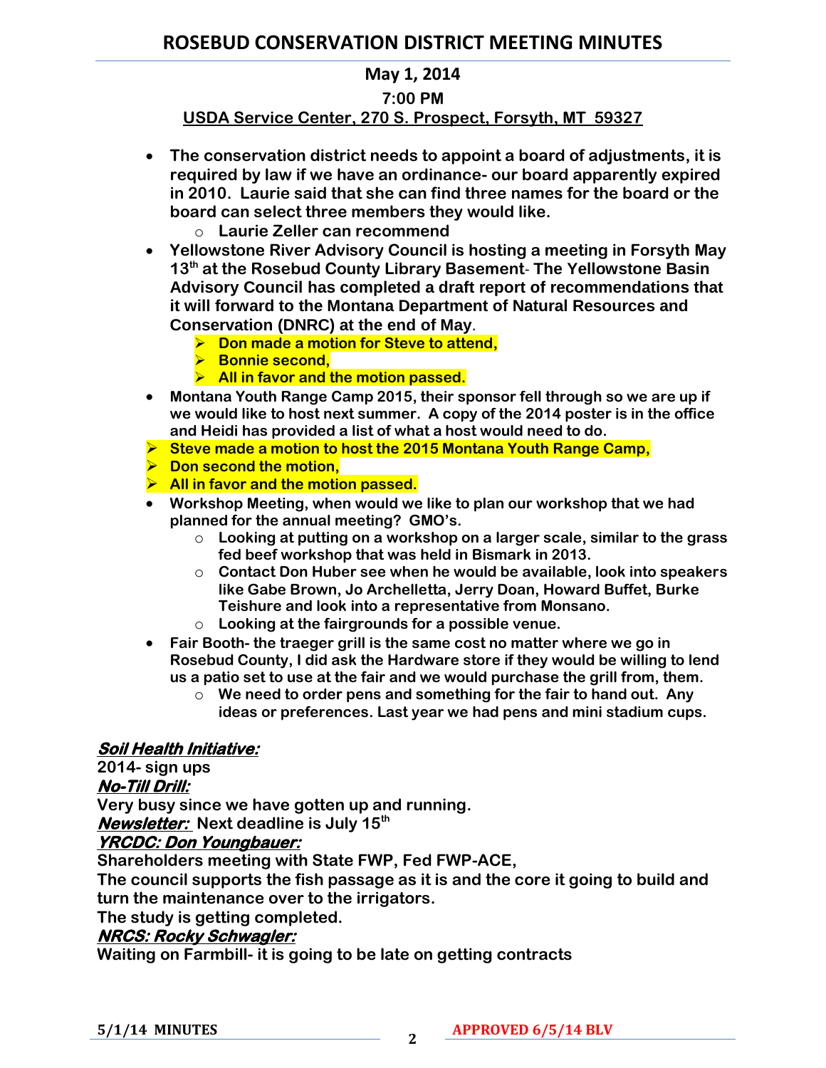## ROSEBUD CONSERVATION DISTRICT MEETING MINUTES

**May 1, 2014**

**7:00 PM**

**USDA Service Center, 270 S. Prospect, Forsyth, MT 59327**

- **The conservation district needs to appoint a board of adjustments, it is required by law if we have an ordinance- our board apparently expired in 2010. Laurie said that she can find three names for the board or the board can select three members they would like.**
  - **Laurie Zeller can recommend**
- **Yellowstone River Advisory Council is hosting a meeting in Forsyth May 13th at the Rosebud County Library Basement- The Yellowstone Basin Advisory Council has completed a draft report of recommendations that it will forward to the Montana Department of Natural Resources and Conservation (DNRC) at the end of May.**
  - **Don made a motion for Steve to attend,**
  - **Bonnie second,**
  - **All in favor and the motion passed.**
- **Montana Youth Range Camp 2015, their sponsor fell through so we are up if we would like to host next summer. A copy of the 2014 poster is in the office and Heidi has provided a list of what a host would need to do.**
- **Steve made a motion to host the 2015 Montana Youth Range Camp,**
- **Don second the motion,**
- **All in favor and the motion passed.**
- **Workshop Meeting, when would we like to plan our workshop that we had planned for the annual meeting? GMO's.**
  - **Looking at putting on a workshop on a larger scale, similar to the grass fed beef workshop that was held in Bismark in 2013.**
  - **Contact Don Huber see when he would be available, look into speakers like Gabe Brown, Jo Archelletta, Jerry Doan, Howard Buffet, Burke Teishure and look into a representative from Monsano.**
  - **Looking at the fairgrounds for a possible venue.**
- **Fair Booth- the traeger grill is the same cost no matter where we go in Rosebud County, I did ask the Hardware store if they would be willing to lend us a patio set to use at the fair and we would purchase the grill from, them.**
  - **We need to order pens and something for the fair to hand out. Any ideas or preferences. Last year we had pens and mini stadium cups.**

***Soil Health Initiative:***

**2014- sign ups**

***No-Till Drill:***

**Very busy since we have gotten up and running.**

***Newsletter:*** **Next deadline is July 15th**

***YRCDC: Don Youngbauer:***

**Shareholders meeting with State FWP, Fed FWP-ACE,**

**The council supports the fish passage as it is and the core it going to build and turn the maintenance over to the irrigators.**

**The study is getting completed.**

***NRCS: Rocky Schwagler:***

**Waiting on Farmbill- it is going to be late on getting contracts**

**5/1/14 MINUTES** **APPROVED 6/5/14 BLV**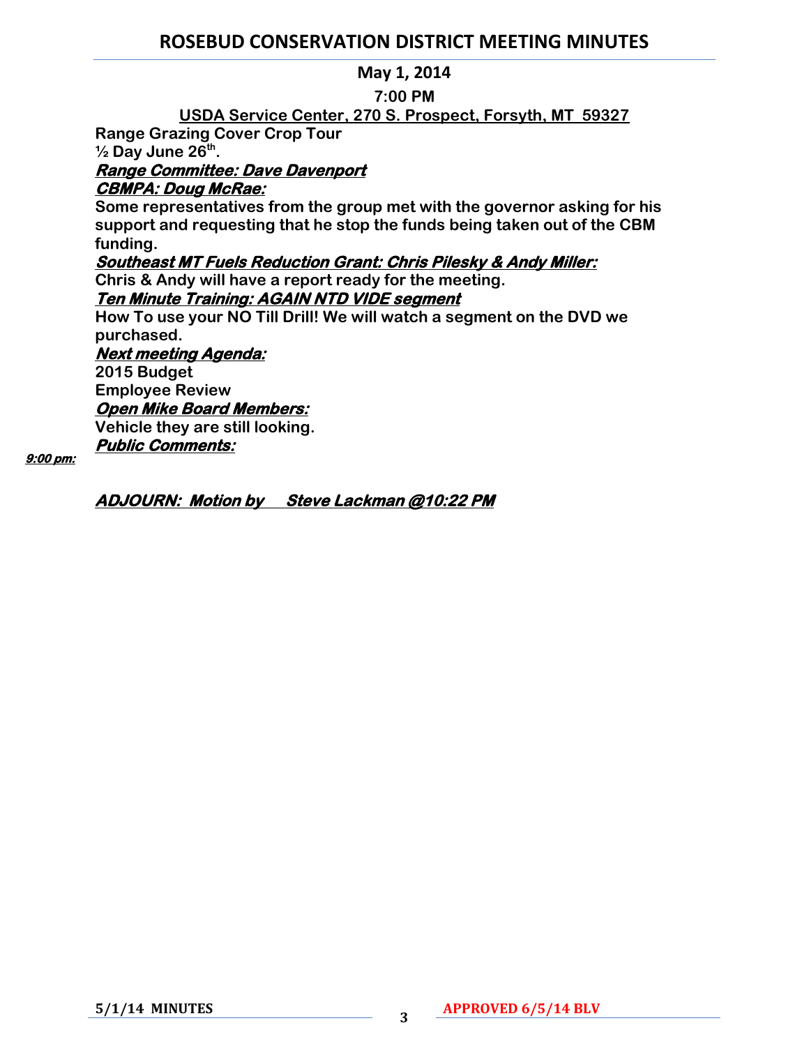# ROSEBUD CONSERVATION DISTRICT MEETING MINUTES

**May 1, 2014**

**7:00 PM**

**USDA Service Center, 270 S. Prospect, Forsyth, MT 59327**

**Range Grazing Cover Crop Tour**

**½ Day June 26th.**

***Range Committee: Dave Davenport***

***CBMPA: Doug McRae:***

**Some representatives from the group met with the governor asking for his support and requesting that he stop the funds being taken out of the CBM funding.**

***Southeast MT Fuels Reduction Grant: Chris Pilesky & Andy Miller:***

**Chris & Andy will have a report ready for the meeting.**

***Ten Minute Training: AGAIN NTD VIDE segment***

**How To use your NO Till Drill! We will watch a segment on the DVD we purchased.**

***Next meeting Agenda:***

**2015 Budget**

**Employee Review**

***Open Mike Board Members:***

**Vehicle they are still looking.**

***Public Comments:***

***9:00 pm:***

***ADJOURN: Motion by Steve Lackman @10:22 PM***

**5/1/14 MINUTES** **APPROVED 6/5/14 BLV**